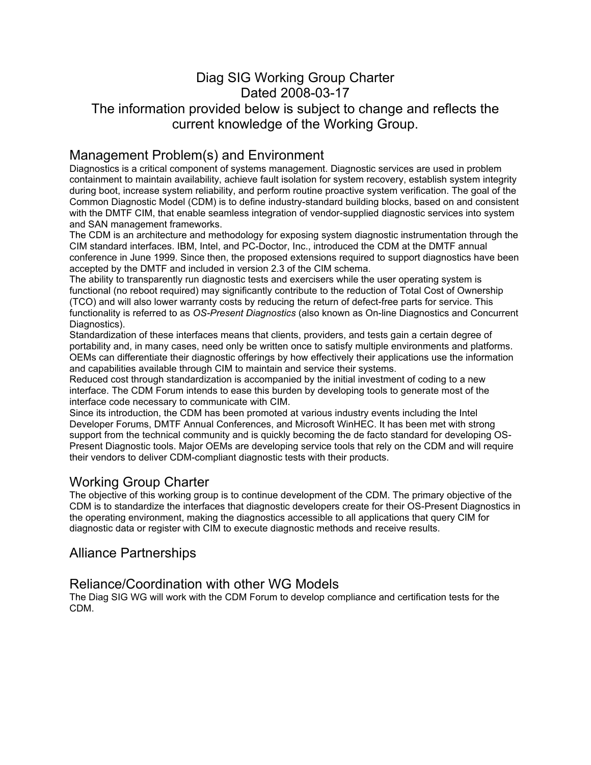# Diag SIG Working Group Charter
Dated 2008-03-17
The information provided below is subject to change and reflects the current knowledge of the Working Group.

## Management Problem(s) and Environment

Diagnostics is a critical component of systems management. Diagnostic services are used in problem containment to maintain availability, achieve fault isolation for system recovery, establish system integrity during boot, increase system reliability, and perform routine proactive system verification. The goal of the Common Diagnostic Model (CDM) is to define industry-standard building blocks, based on and consistent with the DMTF CIM, that enable seamless integration of vendor-supplied diagnostic services into system and SAN management frameworks.

The CDM is an architecture and methodology for exposing system diagnostic instrumentation through the CIM standard interfaces. IBM, Intel, and PC-Doctor, Inc., introduced the CDM at the DMTF annual conference in June 1999. Since then, the proposed extensions required to support diagnostics have been accepted by the DMTF and included in version 2.3 of the CIM schema.

The ability to transparently run diagnostic tests and exercisers while the user operating system is functional (no reboot required) may significantly contribute to the reduction of Total Cost of Ownership (TCO) and will also lower warranty costs by reducing the return of defect-free parts for service. This functionality is referred to as *OS-Present Diagnostics* (also known as On-line Diagnostics and Concurrent Diagnostics).

Standardization of these interfaces means that clients, providers, and tests gain a certain degree of portability and, in many cases, need only be written once to satisfy multiple environments and platforms. OEMs can differentiate their diagnostic offerings by how effectively their applications use the information and capabilities available through CIM to maintain and service their systems.

Reduced cost through standardization is accompanied by the initial investment of coding to a new interface. The CDM Forum intends to ease this burden by developing tools to generate most of the interface code necessary to communicate with CIM.

Since its introduction, the CDM has been promoted at various industry events including the Intel Developer Forums, DMTF Annual Conferences, and Microsoft WinHEC. It has been met with strong support from the technical community and is quickly becoming the de facto standard for developing OS-Present Diagnostic tools. Major OEMs are developing service tools that rely on the CDM and will require their vendors to deliver CDM-compliant diagnostic tests with their products.

## Working Group Charter

The objective of this working group is to continue development of the CDM. The primary objective of the CDM is to standardize the interfaces that diagnostic developers create for their OS-Present Diagnostics in the operating environment, making the diagnostics accessible to all applications that query CIM for diagnostic data or register with CIM to execute diagnostic methods and receive results.

## Alliance Partnerships

## Reliance/Coordination with other WG Models

The Diag SIG WG will work with the CDM Forum to develop compliance and certification tests for the CDM.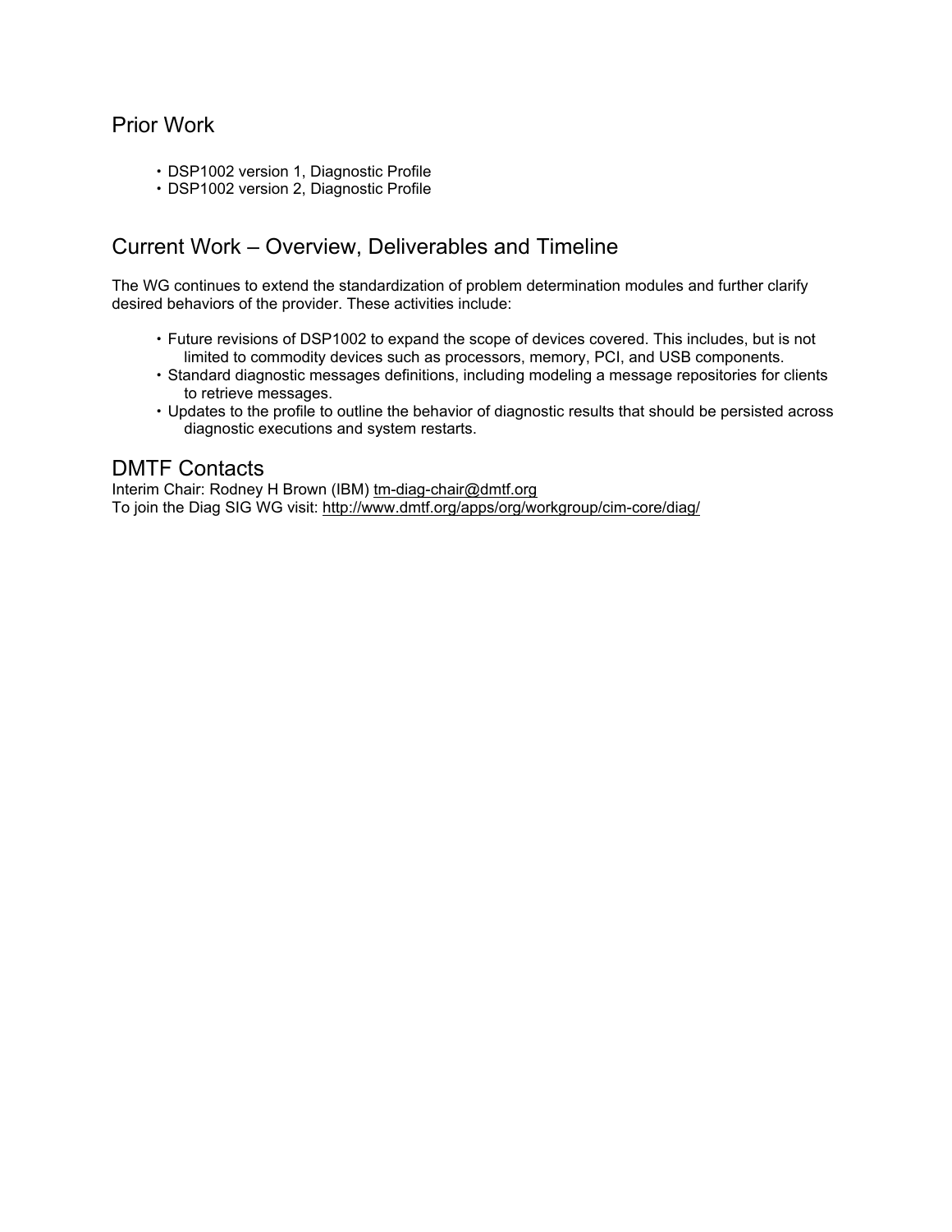## Prior Work

- DSP1002 version 1, Diagnostic Profile
- DSP1002 version 2, Diagnostic Profile

## Current Work – Overview, Deliverables and Timeline

The WG continues to extend the standardization of problem determination modules and further clarify desired behaviors of the provider. These activities include:

- Future revisions of DSP1002 to expand the scope of devices covered. This includes, but is not limited to commodity devices such as processors, memory, PCI, and USB components.
- Standard diagnostic messages definitions, including modeling a message repositories for clients to retrieve messages.
- Updates to the profile to outline the behavior of diagnostic results that should be persisted across diagnostic executions and system restarts.

## DMTF Contacts

Interim Chair: Rodney H Brown (IBM) tm-diag-chair@dmtf.org
To join the Diag SIG WG visit: http://www.dmtf.org/apps/org/workgroup/cim-core/diag/